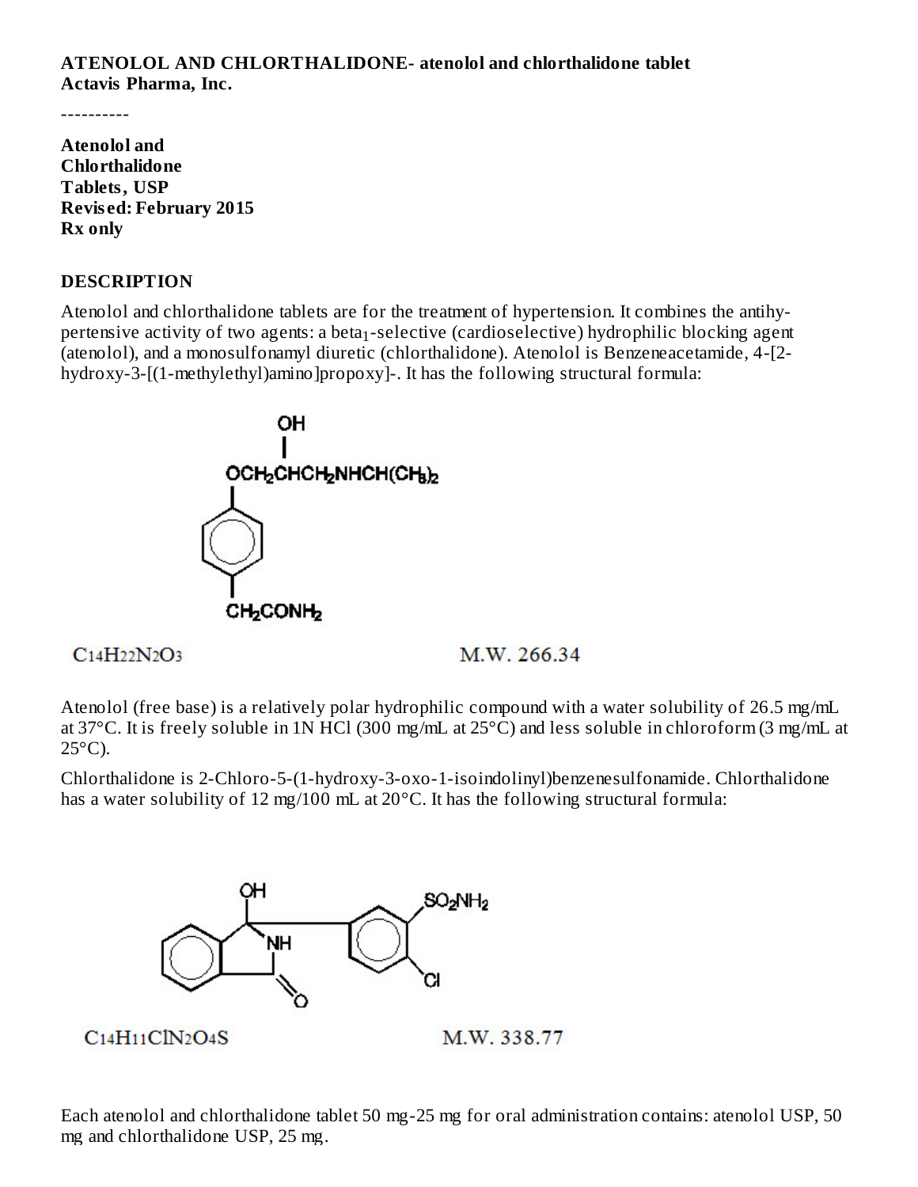**ATENOLOL AND CHLORTHALIDONE- atenolol and chlorthalidone tablet**
**Actavis Pharma, Inc.**

----------

**Atenolol and Chlorthalidone Tablets, USP**
**Revised: February 2015**
**Rx only**

## DESCRIPTION

Atenolol and chlorthalidone tablets are for the treatment of hypertension. It combines the antihypertensive activity of two agents: a $beta_1$-selective (cardioselective) hydrophilic blocking agent (atenolol), and a monosulfonamyl diuretic (chlorthalidone). Atenolol is Benzeneacetamide, 4-[2-hydroxy-3-[(1-methylethyl)amino]propoxy]-. It has the following structural formula:

$C_{14}H_{22}N_2O_3$ M.W. 266.34

Atenolol (free base) is a relatively polar hydrophilic compound with a water solubility of 26.5 mg/mL at 37°C. It is freely soluble in 1N HCl (300 mg/mL at 25°C) and less soluble in chloroform (3 mg/mL at 25°C).

Chlorthalidone is 2-Chloro-5-(1-hydroxy-3-oxo-1-isoindolinyl)benzenesulfonamide. Chlorthalidone has a water solubility of 12 mg/100 mL at 20°C. It has the following structural formula:

$C_{14}H_{11}ClN_2O_4S$ M.W. 338.77

Each atenolol and chlorthalidone tablet 50 mg-25 mg for oral administration contains: atenolol USP, 50 mg and chlorthalidone USP, 25 mg.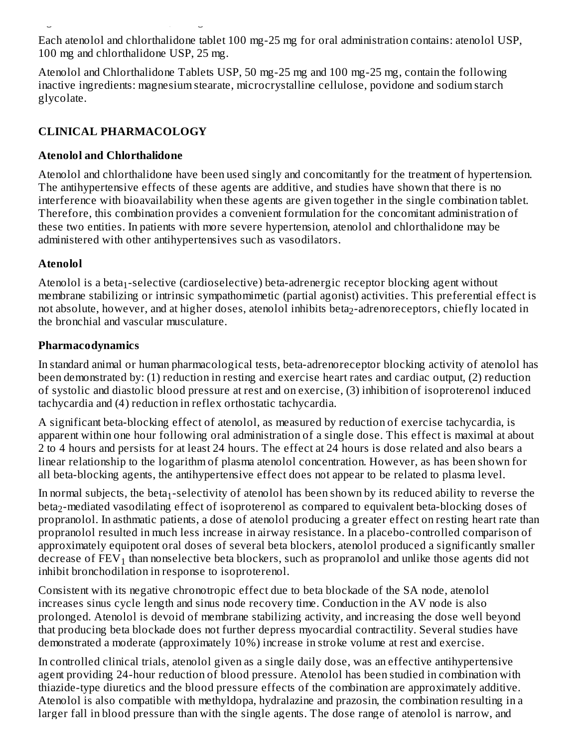Each atenolol and chlorthalidone tablet 100 mg-25 mg for oral administration contains: atenolol USP, 100 mg and chlorthalidone USP, 25 mg.

Atenolol and Chlorthalidone Tablets USP, 50 mg-25 mg and 100 mg-25 mg, contain the following inactive ingredients: magnesium stearate, microcrystalline cellulose, povidone and sodium starch glycolate.

## CLINICAL PHARMACOLOGY

### Atenolol and Chlorthalidone

Atenolol and chlorthalidone have been used singly and concomitantly for the treatment of hypertension. The antihypertensive effects of these agents are additive, and studies have shown that there is no interference with bioavailability when these agents are given together in the single combination tablet. Therefore, this combination provides a convenient formulation for the concomitant administration of these two entities. In patients with more severe hypertension, atenolol and chlorthalidone may be administered with other antihypertensives such as vasodilators.

### Atenolol

Atenolol is a $beta_1$-selective (cardioselective) beta-adrenergic receptor blocking agent without membrane stabilizing or intrinsic sympathomimetic (partial agonist) activities. This preferential effect is not absolute, however, and at higher doses, atenolol inhibits $beta_2$-adrenoreceptors, chiefly located in the bronchial and vascular musculature.

### Pharmacodynamics

In standard animal or human pharmacological tests, beta-adrenoreceptor blocking activity of atenolol has been demonstrated by: (1) reduction in resting and exercise heart rates and cardiac output, (2) reduction of systolic and diastolic blood pressure at rest and on exercise, (3) inhibition of isoproterenol induced tachycardia and (4) reduction in reflex orthostatic tachycardia.

A significant beta-blocking effect of atenolol, as measured by reduction of exercise tachycardia, is apparent within one hour following oral administration of a single dose. This effect is maximal at about 2 to 4 hours and persists for at least 24 hours. The effect at 24 hours is dose related and also bears a linear relationship to the logarithm of plasma atenolol concentration. However, as has been shown for all beta-blocking agents, the antihypertensive effect does not appear to be related to plasma level.

In normal subjects, the $beta_1$-selectivity of atenolol has been shown by its reduced ability to reverse the $beta_2$-mediated vasodilating effect of isoproterenol as compared to equivalent beta-blocking doses of propranolol. In asthmatic patients, a dose of atenolol producing a greater effect on resting heart rate than propranolol resulted in much less increase in airway resistance. In a placebo-controlled comparison of approximately equipotent oral doses of several beta blockers, atenolol produced a significantly smaller decrease of $FEV_1$ than nonselective beta blockers, such as propranolol and unlike those agents did not inhibit bronchodilation in response to isoproterenol.

Consistent with its negative chronotropic effect due to beta blockade of the SA node, atenolol increases sinus cycle length and sinus node recovery time. Conduction in the AV node is also prolonged. Atenolol is devoid of membrane stabilizing activity, and increasing the dose well beyond that producing beta blockade does not further depress myocardial contractility. Several studies have demonstrated a moderate (approximately 10%) increase in stroke volume at rest and exercise.

In controlled clinical trials, atenolol given as a single daily dose, was an effective antihypertensive agent providing 24-hour reduction of blood pressure. Atenolol has been studied in combination with thiazide-type diuretics and the blood pressure effects of the combination are approximately additive. Atenolol is also compatible with methyldopa, hydralazine and prazosin, the combination resulting in a larger fall in blood pressure than with the single agents. The dose range of atenolol is narrow, and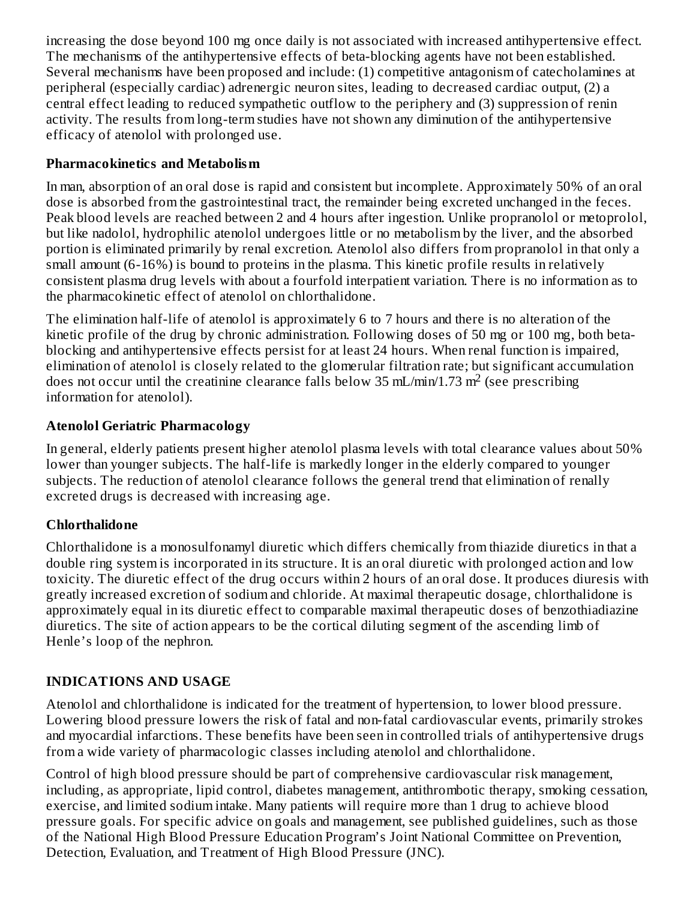increasing the dose beyond 100 mg once daily is not associated with increased antihypertensive effect. The mechanisms of the antihypertensive effects of beta-blocking agents have not been established. Several mechanisms have been proposed and include: (1) competitive antagonism of catecholamines at peripheral (especially cardiac) adrenergic neuron sites, leading to decreased cardiac output, (2) a central effect leading to reduced sympathetic outflow to the periphery and (3) suppression of renin activity. The results from long-term studies have not shown any diminution of the antihypertensive efficacy of atenolol with prolonged use.

### Pharmacokinetics and Metabolism

In man, absorption of an oral dose is rapid and consistent but incomplete. Approximately 50% of an oral dose is absorbed from the gastrointestinal tract, the remainder being excreted unchanged in the feces. Peak blood levels are reached between 2 and 4 hours after ingestion. Unlike propranolol or metoprolol, but like nadolol, hydrophilic atenolol undergoes little or no metabolism by the liver, and the absorbed portion is eliminated primarily by renal excretion. Atenolol also differs from propranolol in that only a small amount (6-16%) is bound to proteins in the plasma. This kinetic profile results in relatively consistent plasma drug levels with about a fourfold interpatient variation. There is no information as to the pharmacokinetic effect of atenolol on chlorthalidone.

The elimination half-life of atenolol is approximately 6 to 7 hours and there is no alteration of the kinetic profile of the drug by chronic administration. Following doses of 50 mg or 100 mg, both beta-blocking and antihypertensive effects persist for at least 24 hours. When renal function is impaired, elimination of atenolol is closely related to the glomerular filtration rate; but significant accumulation does not occur until the creatinine clearance falls below 35 mL/min/1.73 $m^2$ (see prescribing information for atenolol).

### Atenolol Geriatric Pharmacology

In general, elderly patients present higher atenolol plasma levels with total clearance values about 50% lower than younger subjects. The half-life is markedly longer in the elderly compared to younger subjects. The reduction of atenolol clearance follows the general trend that elimination of renally excreted drugs is decreased with increasing age.

### Chlorthalidone

Chlorthalidone is a monosulfonamyl diuretic which differs chemically from thiazide diuretics in that a double ring system is incorporated in its structure. It is an oral diuretic with prolonged action and low toxicity. The diuretic effect of the drug occurs within 2 hours of an oral dose. It produces diuresis with greatly increased excretion of sodium and chloride. At maximal therapeutic dosage, chlorthalidone is approximately equal in its diuretic effect to comparable maximal therapeutic doses of benzothiadiazine diuretics. The site of action appears to be the cortical diluting segment of the ascending limb of Henle's loop of the nephron.

## INDICATIONS AND USAGE

Atenolol and chlorthalidone is indicated for the treatment of hypertension, to lower blood pressure. Lowering blood pressure lowers the risk of fatal and non-fatal cardiovascular events, primarily strokes and myocardial infarctions. These benefits have been seen in controlled trials of antihypertensive drugs from a wide variety of pharmacologic classes including atenolol and chlorthalidone.

Control of high blood pressure should be part of comprehensive cardiovascular risk management, including, as appropriate, lipid control, diabetes management, antithrombotic therapy, smoking cessation, exercise, and limited sodium intake. Many patients will require more than 1 drug to achieve blood pressure goals. For specific advice on goals and management, see published guidelines, such as those of the National High Blood Pressure Education Program's Joint National Committee on Prevention, Detection, Evaluation, and Treatment of High Blood Pressure (JNC).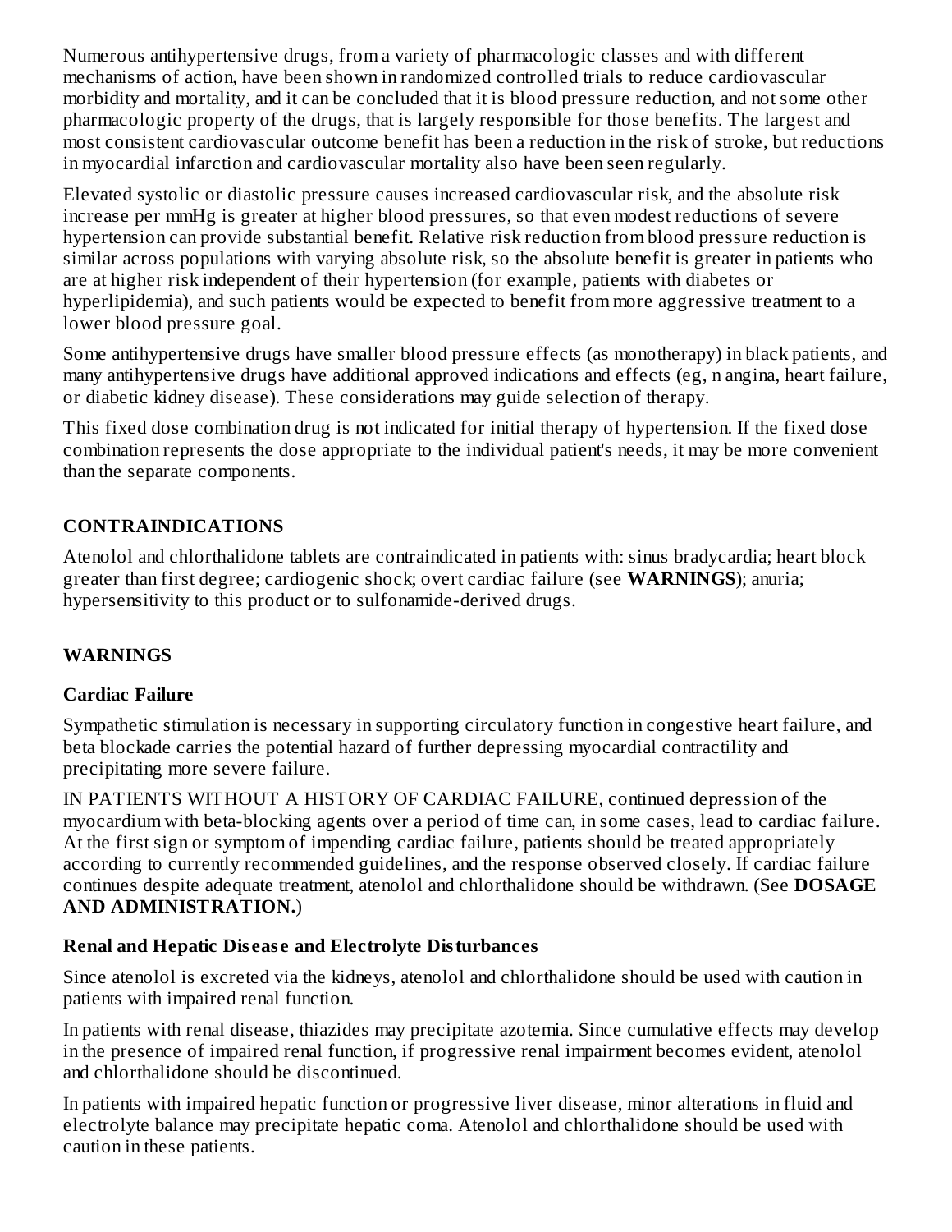Numerous antihypertensive drugs, from a variety of pharmacologic classes and with different mechanisms of action, have been shown in randomized controlled trials to reduce cardiovascular morbidity and mortality, and it can be concluded that it is blood pressure reduction, and not some other pharmacologic property of the drugs, that is largely responsible for those benefits. The largest and most consistent cardiovascular outcome benefit has been a reduction in the risk of stroke, but reductions in myocardial infarction and cardiovascular mortality also have been seen regularly.

Elevated systolic or diastolic pressure causes increased cardiovascular risk, and the absolute risk increase per mmHg is greater at higher blood pressures, so that even modest reductions of severe hypertension can provide substantial benefit. Relative risk reduction from blood pressure reduction is similar across populations with varying absolute risk, so the absolute benefit is greater in patients who are at higher risk independent of their hypertension (for example, patients with diabetes or hyperlipidemia), and such patients would be expected to benefit from more aggressive treatment to a lower blood pressure goal.

Some antihypertensive drugs have smaller blood pressure effects (as monotherapy) in black patients, and many antihypertensive drugs have additional approved indications and effects (eg, n angina, heart failure, or diabetic kidney disease). These considerations may guide selection of therapy.

This fixed dose combination drug is not indicated for initial therapy of hypertension. If the fixed dose combination represents the dose appropriate to the individual patient's needs, it may be more convenient than the separate components.

## CONTRAINDICATIONS

Atenolol and chlorthalidone tablets are contraindicated in patients with: sinus bradycardia; heart block greater than first degree; cardiogenic shock; overt cardiac failure (see **WARNINGS**); anuria; hypersensitivity to this product or to sulfonamide-derived drugs.

## WARNINGS

### Cardiac Failure

Sympathetic stimulation is necessary in supporting circulatory function in congestive heart failure, and beta blockade carries the potential hazard of further depressing myocardial contractility and precipitating more severe failure.

IN PATIENTS WITHOUT A HISTORY OF CARDIAC FAILURE, continued depression of the myocardium with beta-blocking agents over a period of time can, in some cases, lead to cardiac failure. At the first sign or symptom of impending cardiac failure, patients should be treated appropriately according to currently recommended guidelines, and the response observed closely. If cardiac failure continues despite adequate treatment, atenolol and chlorthalidone should be withdrawn. (See **DOSAGE AND ADMINISTRATION.**)

### Renal and Hepatic Disease and Electrolyte Disturbances

Since atenolol is excreted via the kidneys, atenolol and chlorthalidone should be used with caution in patients with impaired renal function.

In patients with renal disease, thiazides may precipitate azotemia. Since cumulative effects may develop in the presence of impaired renal function, if progressive renal impairment becomes evident, atenolol and chlorthalidone should be discontinued.

In patients with impaired hepatic function or progressive liver disease, minor alterations in fluid and electrolyte balance may precipitate hepatic coma. Atenolol and chlorthalidone should be used with caution in these patients.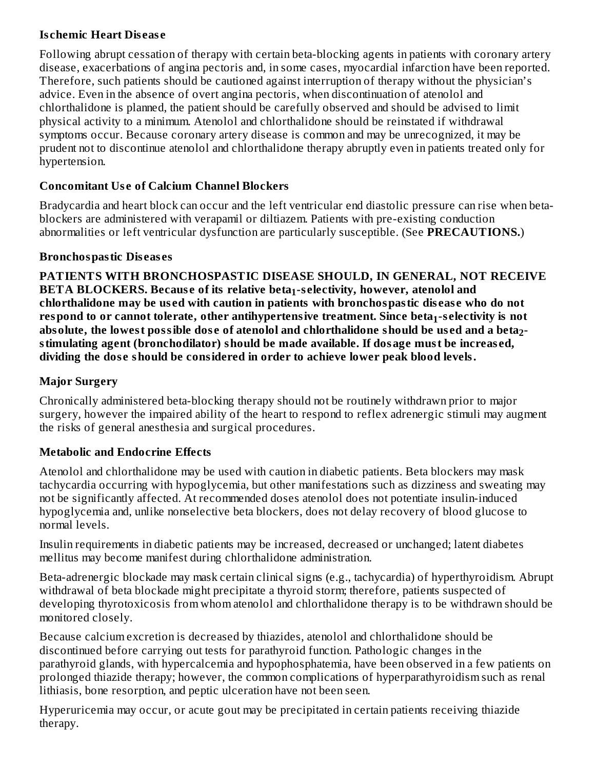**Ischemic Heart Disease**

Following abrupt cessation of therapy with certain beta-blocking agents in patients with coronary artery disease, exacerbations of angina pectoris and, in some cases, myocardial infarction have been reported. Therefore, such patients should be cautioned against interruption of therapy without the physician's advice. Even in the absence of overt angina pectoris, when discontinuation of atenolol and chlorthalidone is planned, the patient should be carefully observed and should be advised to limit physical activity to a minimum. Atenolol and chlorthalidone should be reinstated if withdrawal symptoms occur. Because coronary artery disease is common and may be unrecognized, it may be prudent not to discontinue atenolol and chlorthalidone therapy abruptly even in patients treated only for hypertension.

**Concomitant Use of Calcium Channel Blockers**

Bradycardia and heart block can occur and the left ventricular end diastolic pressure can rise when beta-blockers are administered with verapamil or diltiazem. Patients with pre-existing conduction abnormalities or left ventricular dysfunction are particularly susceptible. (See **PRECAUTIONS.**)

**Bronchospastic Diseases**

**PATIENTS WITH BRONCHOSPASTIC DISEASE SHOULD, IN GENERAL, NOT RECEIVE BETA BLOCKERS. Because of its relative $beta_1$-selectivity, however, atenolol and chlorthalidone may be used with caution in patients with bronchospastic disease who do not respond to or cannot tolerate, other antihypertensive treatment. Since $beta_1$-selectivity is not absolute, the lowest possible dose of atenolol and chlorthalidone should be used and a $beta_2$-stimulating agent (bronchodilator) should be made available. If dosage must be increased, dividing the dose should be considered in order to achieve lower peak blood levels.**

**Major Surgery**

Chronically administered beta-blocking therapy should not be routinely withdrawn prior to major surgery, however the impaired ability of the heart to respond to reflex adrenergic stimuli may augment the risks of general anesthesia and surgical procedures.

**Metabolic and Endocrine Effects**

Atenolol and chlorthalidone may be used with caution in diabetic patients. Beta blockers may mask tachycardia occurring with hypoglycemia, but other manifestations such as dizziness and sweating may not be significantly affected. At recommended doses atenolol does not potentiate insulin-induced hypoglycemia and, unlike nonselective beta blockers, does not delay recovery of blood glucose to normal levels.

Insulin requirements in diabetic patients may be increased, decreased or unchanged; latent diabetes mellitus may become manifest during chlorthalidone administration.

Beta-adrenergic blockade may mask certain clinical signs (e.g., tachycardia) of hyperthyroidism. Abrupt withdrawal of beta blockade might precipitate a thyroid storm; therefore, patients suspected of developing thyrotoxicosis from whom atenolol and chlorthalidone therapy is to be withdrawn should be monitored closely.

Because calcium excretion is decreased by thiazides, atenolol and chlorthalidone should be discontinued before carrying out tests for parathyroid function. Pathologic changes in the parathyroid glands, with hypercalcemia and hypophosphatemia, have been observed in a few patients on prolonged thiazide therapy; however, the common complications of hyperparathyroidism such as renal lithiasis, bone resorption, and peptic ulceration have not been seen.

Hyperuricemia may occur, or acute gout may be precipitated in certain patients receiving thiazide therapy.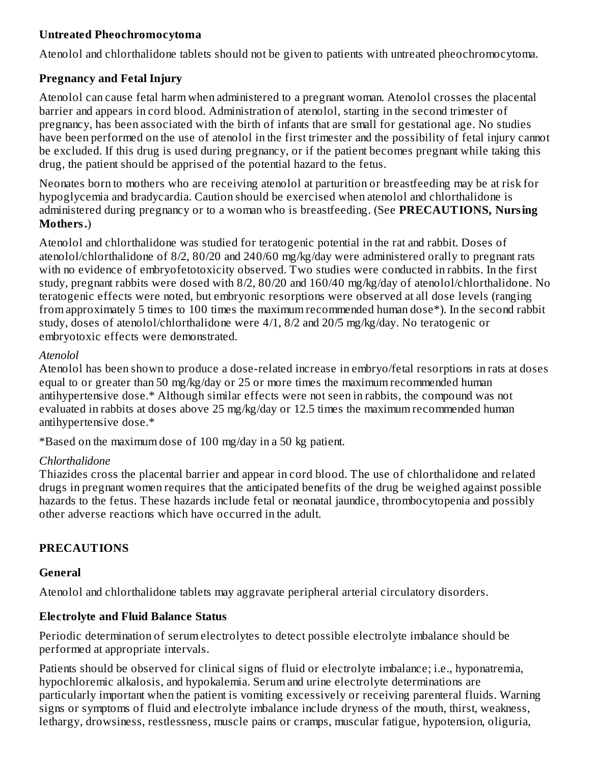### Untreated Pheochromocytoma

Atenolol and chlorthalidone tablets should not be given to patients with untreated pheochromocytoma.

### Pregnancy and Fetal Injury

Atenolol can cause fetal harm when administered to a pregnant woman. Atenolol crosses the placental barrier and appears in cord blood. Administration of atenolol, starting in the second trimester of pregnancy, has been associated with the birth of infants that are small for gestational age. No studies have been performed on the use of atenolol in the first trimester and the possibility of fetal injury cannot be excluded. If this drug is used during pregnancy, or if the patient becomes pregnant while taking this drug, the patient should be apprised of the potential hazard to the fetus.

Neonates born to mothers who are receiving atenolol at parturition or breastfeeding may be at risk for hypoglycemia and bradycardia. Caution should be exercised when atenolol and chlorthalidone is administered during pregnancy or to a woman who is breastfeeding. (See **PRECAUTIONS, Nursing Mothers.**)

Atenolol and chlorthalidone was studied for teratogenic potential in the rat and rabbit. Doses of atenolol/chlorthalidone of 8/2, 80/20 and 240/60 mg/kg/day were administered orally to pregnant rats with no evidence of embryofetotoxicity observed. Two studies were conducted in rabbits. In the first study, pregnant rabbits were dosed with 8/2, 80/20 and 160/40 mg/kg/day of atenolol/chlorthalidone. No teratogenic effects were noted, but embryonic resorptions were observed at all dose levels (ranging from approximately 5 times to 100 times the maximum recommended human dose*). In the second rabbit study, doses of atenolol/chlorthalidone were 4/1, 8/2 and 20/5 mg/kg/day. No teratogenic or embryotoxic effects were demonstrated.

*Atenolol*
Atenolol has been shown to produce a dose-related increase in embryo/fetal resorptions in rats at doses equal to or greater than 50 mg/kg/day or 25 or more times the maximum recommended human antihypertensive dose.* Although similar effects were not seen in rabbits, the compound was not evaluated in rabbits at doses above 25 mg/kg/day or 12.5 times the maximum recommended human antihypertensive dose.*

*Based on the maximum dose of 100 mg/day in a 50 kg patient.

*Chlorthalidone*
Thiazides cross the placental barrier and appear in cord blood. The use of chlorthalidone and related drugs in pregnant women requires that the anticipated benefits of the drug be weighed against possible hazards to the fetus. These hazards include fetal or neonatal jaundice, thrombocytopenia and possibly other adverse reactions which have occurred in the adult.

## PRECAUTIONS

### General

Atenolol and chlorthalidone tablets may aggravate peripheral arterial circulatory disorders.

### Electrolyte and Fluid Balance Status

Periodic determination of serum electrolytes to detect possible electrolyte imbalance should be performed at appropriate intervals.

Patients should be observed for clinical signs of fluid or electrolyte imbalance; i.e., hyponatremia, hypochloremic alkalosis, and hypokalemia. Serum and urine electrolyte determinations are particularly important when the patient is vomiting excessively or receiving parenteral fluids. Warning signs or symptoms of fluid and electrolyte imbalance include dryness of the mouth, thirst, weakness, lethargy, drowsiness, restlessness, muscle pains or cramps, muscular fatigue, hypotension, oliguria,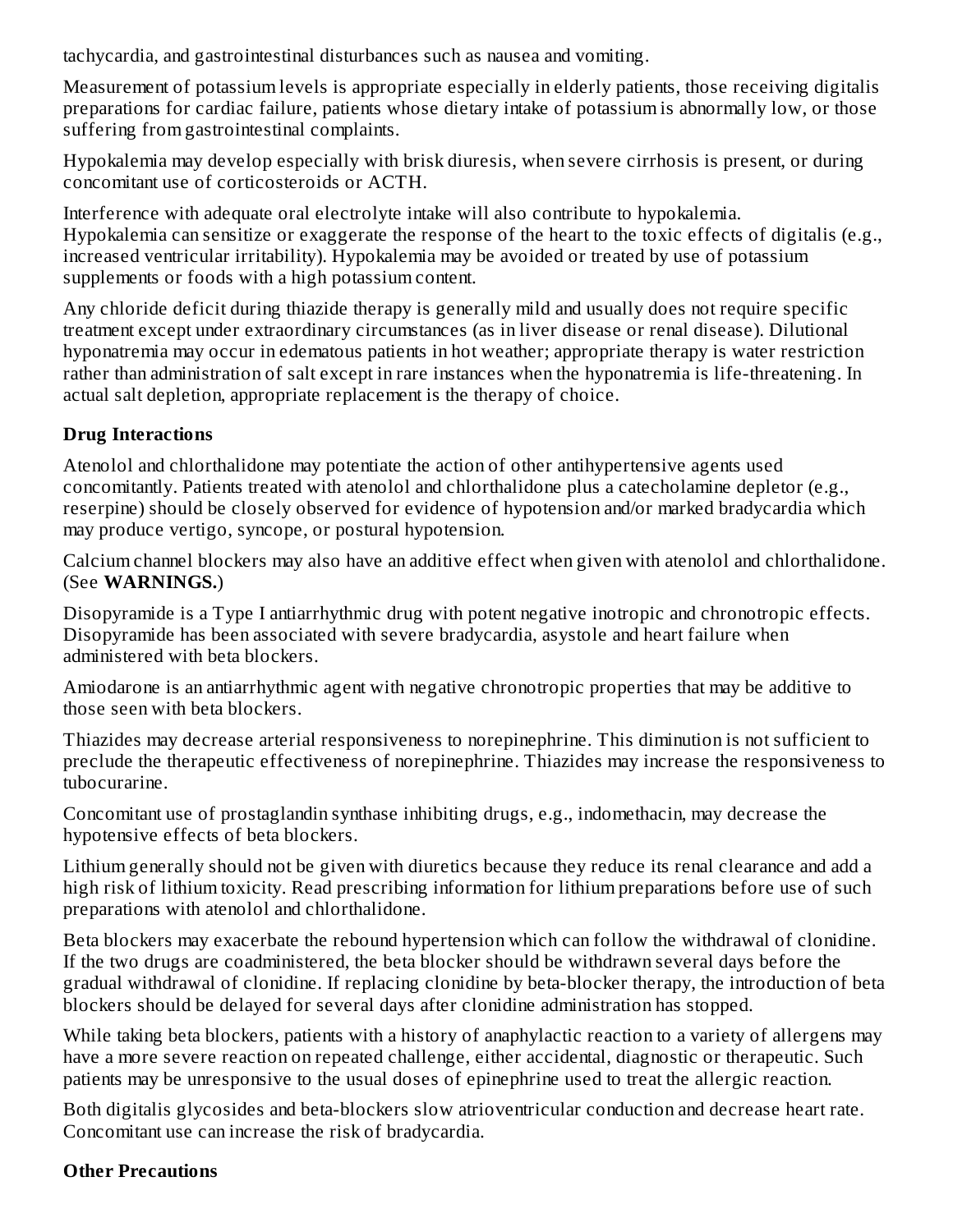tachycardia, and gastrointestinal disturbances such as nausea and vomiting.

Measurement of potassium levels is appropriate especially in elderly patients, those receiving digitalis preparations for cardiac failure, patients whose dietary intake of potassium is abnormally low, or those suffering from gastrointestinal complaints.

Hypokalemia may develop especially with brisk diuresis, when severe cirrhosis is present, or during concomitant use of corticosteroids or ACTH.

Interference with adequate oral electrolyte intake will also contribute to hypokalemia. Hypokalemia can sensitize or exaggerate the response of the heart to the toxic effects of digitalis (e.g., increased ventricular irritability). Hypokalemia may be avoided or treated by use of potassium supplements or foods with a high potassium content.

Any chloride deficit during thiazide therapy is generally mild and usually does not require specific treatment except under extraordinary circumstances (as in liver disease or renal disease). Dilutional hyponatremia may occur in edematous patients in hot weather; appropriate therapy is water restriction rather than administration of salt except in rare instances when the hyponatremia is life-threatening. In actual salt depletion, appropriate replacement is the therapy of choice.

**Drug Interactions**

Atenolol and chlorthalidone may potentiate the action of other antihypertensive agents used concomitantly. Patients treated with atenolol and chlorthalidone plus a catecholamine depletor (e.g., reserpine) should be closely observed for evidence of hypotension and/or marked bradycardia which may produce vertigo, syncope, or postural hypotension.

Calcium channel blockers may also have an additive effect when given with atenolol and chlorthalidone. (See **WARNINGS.**)

Disopyramide is a Type I antiarrhythmic drug with potent negative inotropic and chronotropic effects. Disopyramide has been associated with severe bradycardia, asystole and heart failure when administered with beta blockers.

Amiodarone is an antiarrhythmic agent with negative chronotropic properties that may be additive to those seen with beta blockers.

Thiazides may decrease arterial responsiveness to norepinephrine. This diminution is not sufficient to preclude the therapeutic effectiveness of norepinephrine. Thiazides may increase the responsiveness to tubocurarine.

Concomitant use of prostaglandin synthase inhibiting drugs, e.g., indomethacin, may decrease the hypotensive effects of beta blockers.

Lithium generally should not be given with diuretics because they reduce its renal clearance and add a high risk of lithium toxicity. Read prescribing information for lithium preparations before use of such preparations with atenolol and chlorthalidone.

Beta blockers may exacerbate the rebound hypertension which can follow the withdrawal of clonidine. If the two drugs are coadministered, the beta blocker should be withdrawn several days before the gradual withdrawal of clonidine. If replacing clonidine by beta-blocker therapy, the introduction of beta blockers should be delayed for several days after clonidine administration has stopped.

While taking beta blockers, patients with a history of anaphylactic reaction to a variety of allergens may have a more severe reaction on repeated challenge, either accidental, diagnostic or therapeutic. Such patients may be unresponsive to the usual doses of epinephrine used to treat the allergic reaction.

Both digitalis glycosides and beta-blockers slow atrioventricular conduction and decrease heart rate. Concomitant use can increase the risk of bradycardia.

**Other Precautions**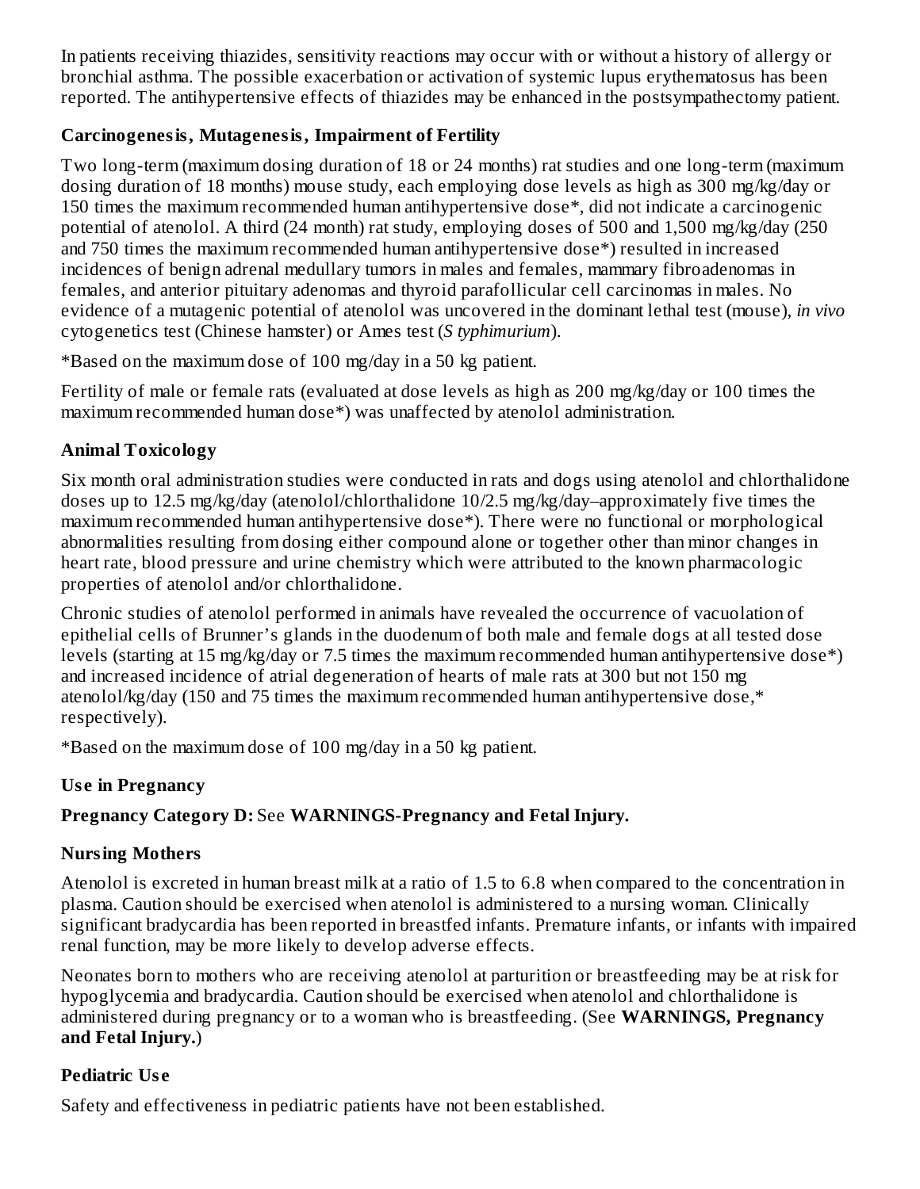In patients receiving thiazides, sensitivity reactions may occur with or without a history of allergy or bronchial asthma. The possible exacerbation or activation of systemic lupus erythematosus has been reported. The antihypertensive effects of thiazides may be enhanced in the postsympathectomy patient.

### Carcinogenesis, Mutagenesis, Impairment of Fertility

Two long-term (maximum dosing duration of 18 or 24 months) rat studies and one long-term (maximum dosing duration of 18 months) mouse study, each employing dose levels as high as 300 mg/kg/day or 150 times the maximum recommended human antihypertensive dose*, did not indicate a carcinogenic potential of atenolol. A third (24 month) rat study, employing doses of 500 and 1,500 mg/kg/day (250 and 750 times the maximum recommended human antihypertensive dose*) resulted in increased incidences of benign adrenal medullary tumors in males and females, mammary fibroadenomas in females, and anterior pituitary adenomas and thyroid parafollicular cell carcinomas in males. No evidence of a mutagenic potential of atenolol was uncovered in the dominant lethal test (mouse), *in vivo* cytogenetics test (Chinese hamster) or Ames test (*S typhimurium*).

*Based on the maximum dose of 100 mg/day in a 50 kg patient.

Fertility of male or female rats (evaluated at dose levels as high as 200 mg/kg/day or 100 times the maximum recommended human dose*) was unaffected by atenolol administration.

### Animal Toxicology

Six month oral administration studies were conducted in rats and dogs using atenolol and chlorthalidone doses up to 12.5 mg/kg/day (atenolol/chlorthalidone 10/2.5 mg/kg/day–approximately five times the maximum recommended human antihypertensive dose*). There were no functional or morphological abnormalities resulting from dosing either compound alone or together other than minor changes in heart rate, blood pressure and urine chemistry which were attributed to the known pharmacologic properties of atenolol and/or chlorthalidone.

Chronic studies of atenolol performed in animals have revealed the occurrence of vacuolation of epithelial cells of Brunner's glands in the duodenum of both male and female dogs at all tested dose levels (starting at 15 mg/kg/day or 7.5 times the maximum recommended human antihypertensive dose*) and increased incidence of atrial degeneration of hearts of male rats at 300 but not 150 mg atenolol/kg/day (150 and 75 times the maximum recommended human antihypertensive dose,* respectively).

*Based on the maximum dose of 100 mg/day in a 50 kg patient.

### Use in Pregnancy

**Pregnancy Category D:** See **WARNINGS-Pregnancy and Fetal Injury.**

### Nursing Mothers

Atenolol is excreted in human breast milk at a ratio of 1.5 to 6.8 when compared to the concentration in plasma. Caution should be exercised when atenolol is administered to a nursing woman. Clinically significant bradycardia has been reported in breastfed infants. Premature infants, or infants with impaired renal function, may be more likely to develop adverse effects.

Neonates born to mothers who are receiving atenolol at parturition or breastfeeding may be at risk for hypoglycemia and bradycardia. Caution should be exercised when atenolol and chlorthalidone is administered during pregnancy or to a woman who is breastfeeding. (See **WARNINGS, Pregnancy and Fetal Injury.**)

### Pediatric Use

Safety and effectiveness in pediatric patients have not been established.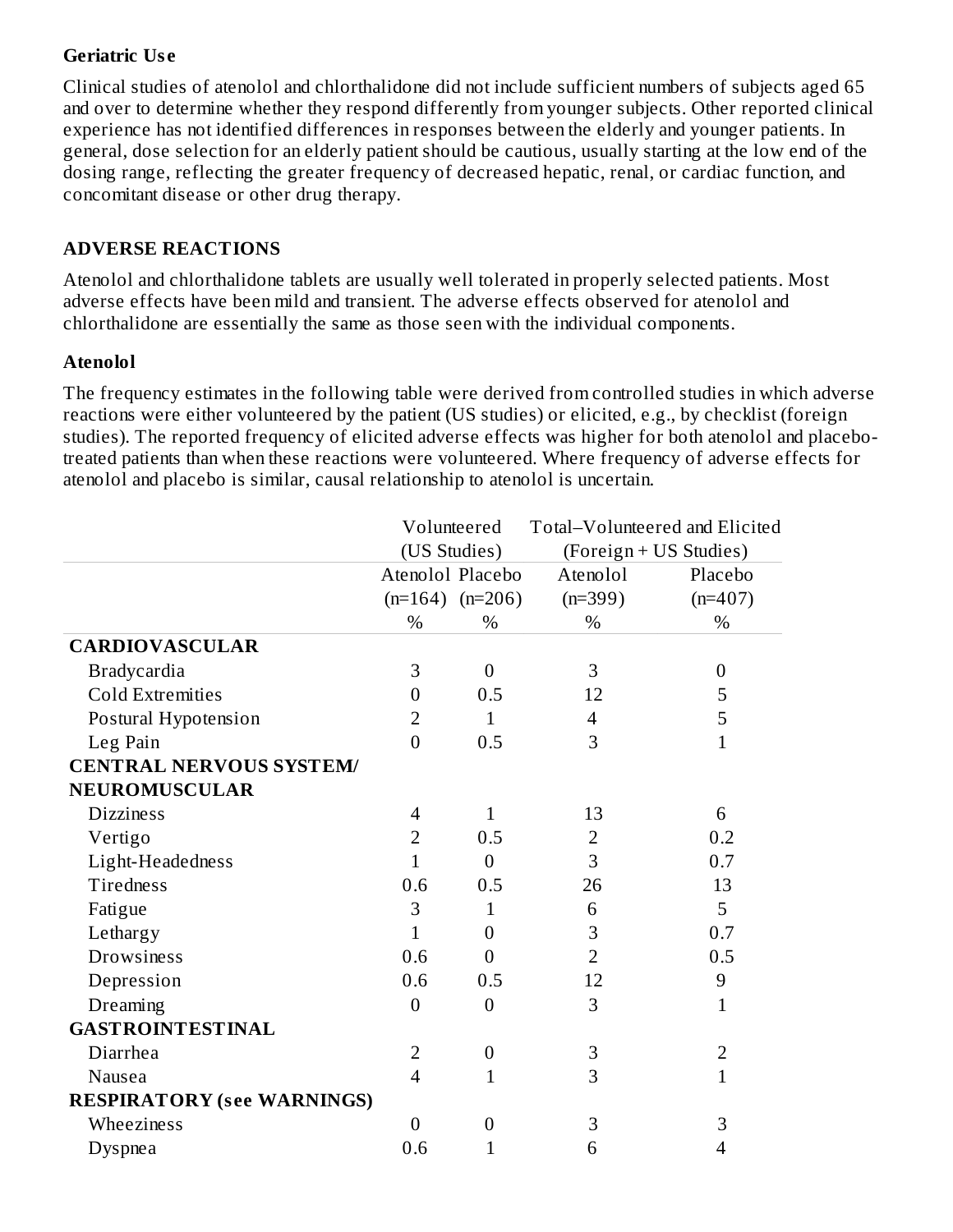**Geriatric Use**

Clinical studies of atenolol and chlorthalidone did not include sufficient numbers of subjects aged 65 and over to determine whether they respond differently from younger subjects. Other reported clinical experience has not identified differences in responses between the elderly and younger patients. In general, dose selection for an elderly patient should be cautious, usually starting at the low end of the dosing range, reflecting the greater frequency of decreased hepatic, renal, or cardiac function, and concomitant disease or other drug therapy.

## ADVERSE REACTIONS

Atenolol and chlorthalidone tablets are usually well tolerated in properly selected patients. Most adverse effects have been mild and transient. The adverse effects observed for atenolol and chlorthalidone are essentially the same as those seen with the individual components.

**Atenolol**

The frequency estimates in the following table were derived from controlled studies in which adverse reactions were either volunteered by the patient (US studies) or elicited, e.g., by checklist (foreign studies). The reported frequency of elicited adverse effects was higher for both atenolol and placebo-treated patients than when these reactions were volunteered. Where frequency of adverse effects for atenolol and placebo is similar, causal relationship to atenolol is uncertain.

| | Volunteered (US Studies) | | Total–Volunteered and Elicited (Foreign + US Studies) | |
|---|---|---|---|---|
| | Atenolol (n=164) % | Placebo (n=206) % | Atenolol (n=399) % | Placebo (n=407) % |
| **CARDIOVASCULAR** | | | | |
| Bradycardia | 3 | 0 | 3 | 0 |
| Cold Extremities | 0 | 0.5 | 12 | 5 |
| Postural Hypotension | 2 | 1 | 4 | 5 |
| Leg Pain | 0 | 0.5 | 3 | 1 |
| **CENTRAL NERVOUS SYSTEM/ NEUROMUSCULAR** | | | | |
| Dizziness | 4 | 1 | 13 | 6 |
| Vertigo | 2 | 0.5 | 2 | 0.2 |
| Light-Headedness | 1 | 0 | 3 | 0.7 |
| Tiredness | 0.6 | 0.5 | 26 | 13 |
| Fatigue | 3 | 1 | 6 | 5 |
| Lethargy | 1 | 0 | 3 | 0.7 |
| Drowsiness | 0.6 | 0 | 2 | 0.5 |
| Depression | 0.6 | 0.5 | 12 | 9 |
| Dreaming | 0 | 0 | 3 | 1 |
| **GASTROINTESTINAL** | | | | |
| Diarrhea | 2 | 0 | 3 | 2 |
| Nausea | 4 | 1 | 3 | 1 |
| **RESPIRATORY (see WARNINGS)** | | | | |
| Wheeziness | 0 | 0 | 3 | 3 |
| Dyspnea | 0.6 | 1 | 6 | 4 |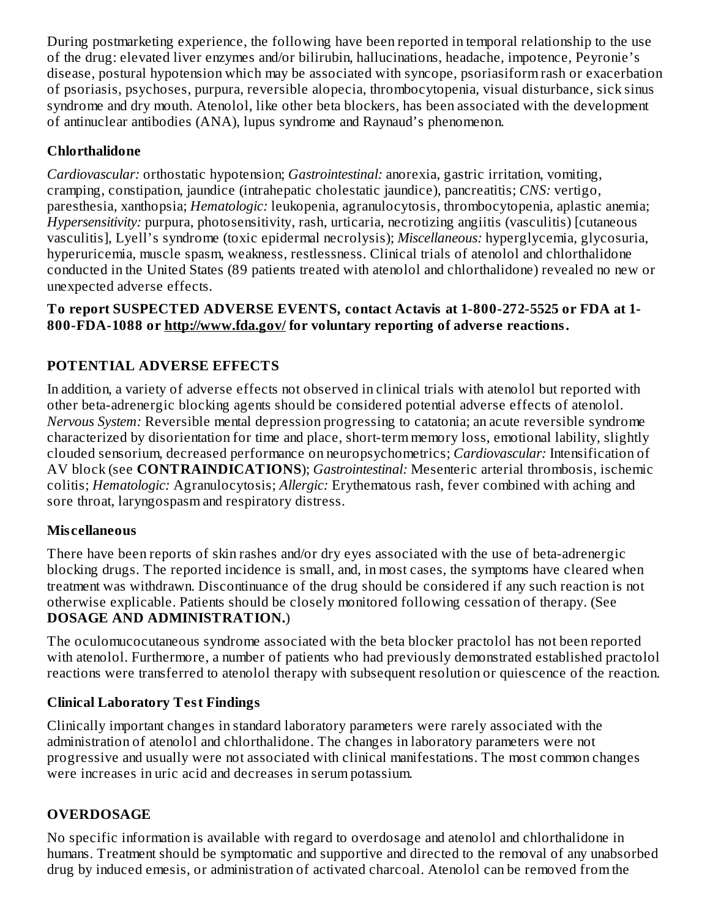During postmarketing experience, the following have been reported in temporal relationship to the use of the drug: elevated liver enzymes and/or bilirubin, hallucinations, headache, impotence, Peyronie's disease, postural hypotension which may be associated with syncope, psoriasiform rash or exacerbation of psoriasis, psychoses, purpura, reversible alopecia, thrombocytopenia, visual disturbance, sick sinus syndrome and dry mouth. Atenolol, like other beta blockers, has been associated with the development of antinuclear antibodies (ANA), lupus syndrome and Raynaud's phenomenon.

**Chlorthalidone**

*Cardiovascular:* orthostatic hypotension; *Gastrointestinal:* anorexia, gastric irritation, vomiting, cramping, constipation, jaundice (intrahepatic cholestatic jaundice), pancreatitis; *CNS:* vertigo, paresthesia, xanthopsia; *Hematologic:* leukopenia, agranulocytosis, thrombocytopenia, aplastic anemia; *Hypersensitivity:* purpura, photosensitivity, rash, urticaria, necrotizing angiitis (vasculitis) [cutaneous vasculitis], Lyell's syndrome (toxic epidermal necrolysis); *Miscellaneous:* hyperglycemia, glycosuria, hyperuricemia, muscle spasm, weakness, restlessness. Clinical trials of atenolol and chlorthalidone conducted in the United States (89 patients treated with atenolol and chlorthalidone) revealed no new or unexpected adverse effects.

**To report SUSPECTED ADVERSE EVENTS, contact Actavis at 1-800-272-5525 or FDA at 1-800-FDA-1088 or http://www.fda.gov/ for voluntary reporting of adverse reactions.**

## POTENTIAL ADVERSE EFFECTS

In addition, a variety of adverse effects not observed in clinical trials with atenolol but reported with other beta-adrenergic blocking agents should be considered potential adverse effects of atenolol. *Nervous System:* Reversible mental depression progressing to catatonia; an acute reversible syndrome characterized by disorientation for time and place, short-term memory loss, emotional lability, slightly clouded sensorium, decreased performance on neuropsychometrics; *Cardiovascular:* Intensification of AV block (see **CONTRAINDICATIONS**); *Gastrointestinal:* Mesenteric arterial thrombosis, ischemic colitis; *Hematologic:* Agranulocytosis; *Allergic:* Erythematous rash, fever combined with aching and sore throat, laryngospasm and respiratory distress.

### Miscellaneous

There have been reports of skin rashes and/or dry eyes associated with the use of beta-adrenergic blocking drugs. The reported incidence is small, and, in most cases, the symptoms have cleared when treatment was withdrawn. Discontinuance of the drug should be considered if any such reaction is not otherwise explicable. Patients should be closely monitored following cessation of therapy. (See **DOSAGE AND ADMINISTRATION.**)

The oculomucocutaneous syndrome associated with the beta blocker practolol has not been reported with atenolol. Furthermore, a number of patients who had previously demonstrated established practolol reactions were transferred to atenolol therapy with subsequent resolution or quiescence of the reaction.

### Clinical Laboratory Test Findings

Clinically important changes in standard laboratory parameters were rarely associated with the administration of atenolol and chlorthalidone. The changes in laboratory parameters were not progressive and usually were not associated with clinical manifestations. The most common changes were increases in uric acid and decreases in serum potassium.

## OVERDOSAGE

No specific information is available with regard to overdosage and atenolol and chlorthalidone in humans. Treatment should be symptomatic and supportive and directed to the removal of any unabsorbed drug by induced emesis, or administration of activated charcoal. Atenolol can be removed from the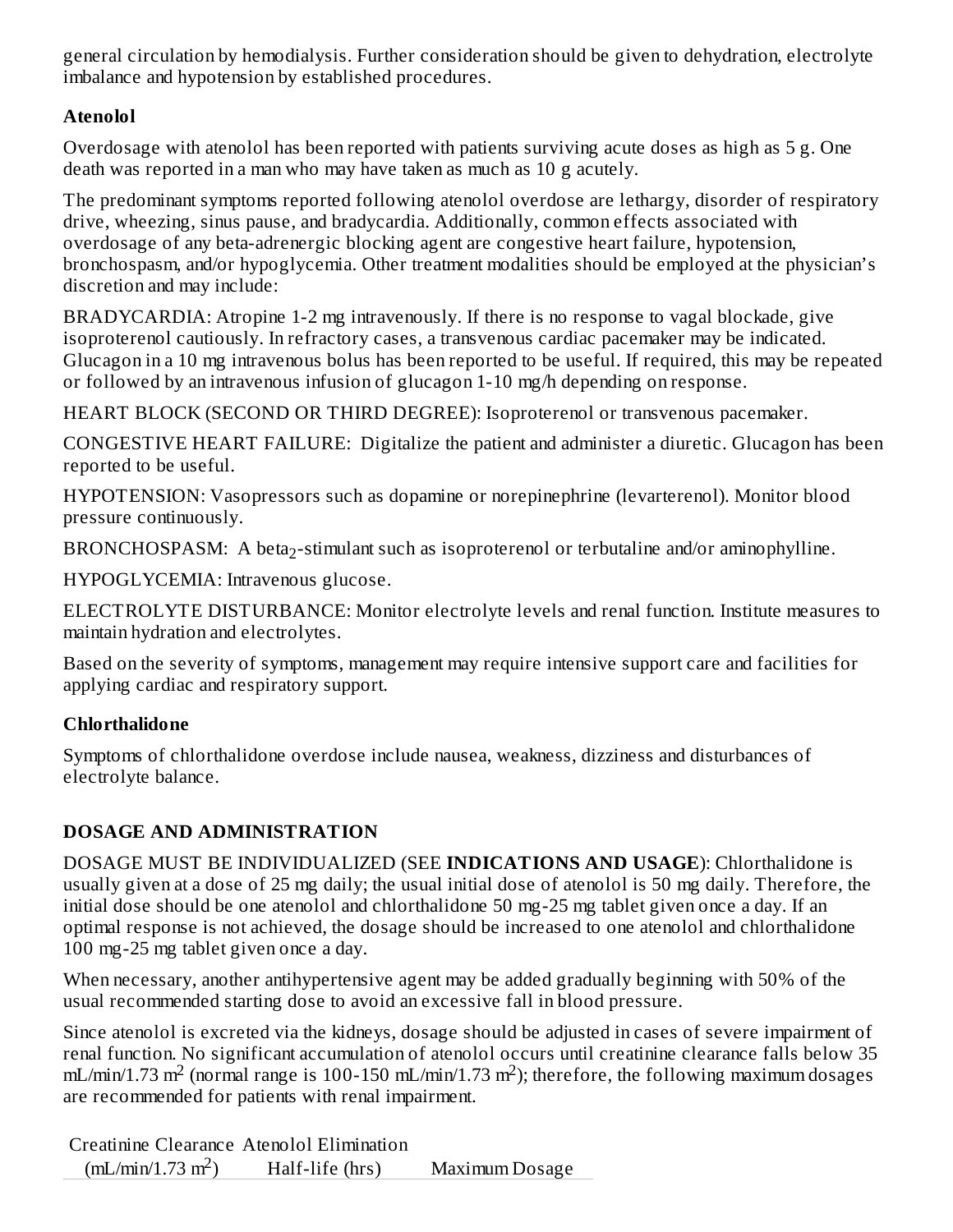general circulation by hemodialysis. Further consideration should be given to dehydration, electrolyte imbalance and hypotension by established procedures.

### Atenolol

Overdosage with atenolol has been reported with patients surviving acute doses as high as 5 g. One death was reported in a man who may have taken as much as 10 g acutely.

The predominant symptoms reported following atenolol overdose are lethargy, disorder of respiratory drive, wheezing, sinus pause, and bradycardia. Additionally, common effects associated with overdosage of any beta-adrenergic blocking agent are congestive heart failure, hypotension, bronchospasm, and/or hypoglycemia. Other treatment modalities should be employed at the physician's discretion and may include:

BRADYCARDIA: Atropine 1-2 mg intravenously. If there is no response to vagal blockade, give isoproterenol cautiously. In refractory cases, a transvenous cardiac pacemaker may be indicated. Glucagon in a 10 mg intravenous bolus has been reported to be useful. If required, this may be repeated or followed by an intravenous infusion of glucagon 1-10 mg/h depending on response.

HEART BLOCK (SECOND OR THIRD DEGREE): Isoproterenol or transvenous pacemaker.

CONGESTIVE HEART FAILURE: Digitalize the patient and administer a diuretic. Glucagon has been reported to be useful.

HYPOTENSION: Vasopressors such as dopamine or norepinephrine (levarterenol). Monitor blood pressure continuously.

BRONCHOSPASM: A $beta_2$-stimulant such as isoproterenol or terbutaline and/or aminophylline.

HYPOGLYCEMIA: Intravenous glucose.

ELECTROLYTE DISTURBANCE: Monitor electrolyte levels and renal function. Institute measures to maintain hydration and electrolytes.

Based on the severity of symptoms, management may require intensive support care and facilities for applying cardiac and respiratory support.

### Chlorthalidone

Symptoms of chlorthalidone overdose include nausea, weakness, dizziness and disturbances of electrolyte balance.

## DOSAGE AND ADMINISTRATION

DOSAGE MUST BE INDIVIDUALIZED (SEE **INDICATIONS AND USAGE**): Chlorthalidone is usually given at a dose of 25 mg daily; the usual initial dose of atenolol is 50 mg daily. Therefore, the initial dose should be one atenolol and chlorthalidone 50 mg-25 mg tablet given once a day. If an optimal response is not achieved, the dosage should be increased to one atenolol and chlorthalidone 100 mg-25 mg tablet given once a day.

When necessary, another antihypertensive agent may be added gradually beginning with 50% of the usual recommended starting dose to avoid an excessive fall in blood pressure.

Since atenolol is excreted via the kidneys, dosage should be adjusted in cases of severe impairment of renal function. No significant accumulation of atenolol occurs until creatinine clearance falls below 35 mL/min/1.73 $m^2$ (normal range is 100-150 mL/min/1.73 $m^2$); therefore, the following maximum dosages are recommended for patients with renal impairment.

| Creatinine Clearance (mL/min/1.73 $m^2$) | Atenolol Elimination Half-life (hrs) | Maximum Dosage |
|---|---|---|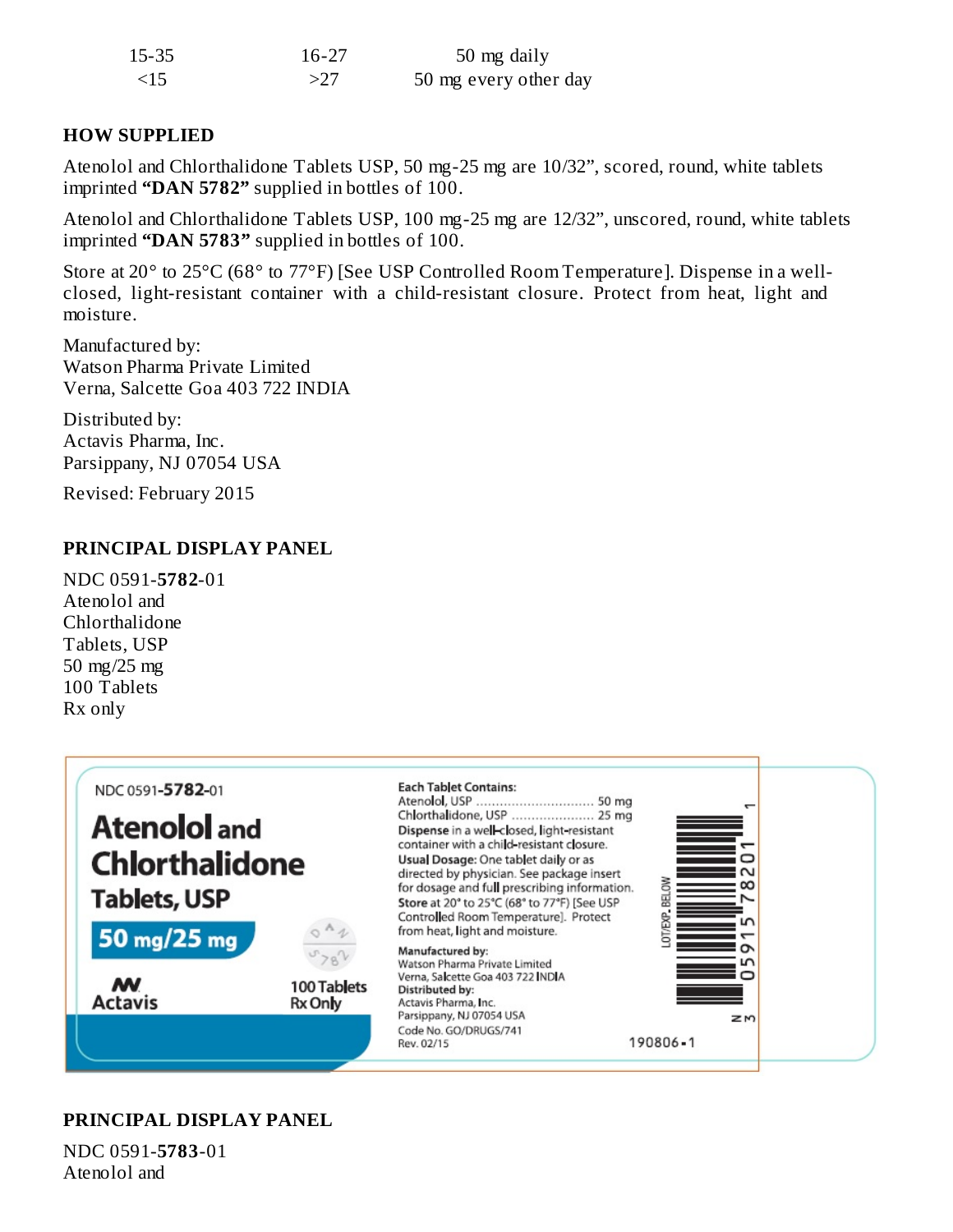| | | |
|---|---|---|
| 15-35 | 16-27 | 50 mg daily |
| <15 | >27 | 50 mg every other day |

## HOW SUPPLIED

Atenolol and Chlorthalidone Tablets USP, 50 mg-25 mg are 10/32", scored, round, white tablets imprinted **"DAN 5782"** supplied in bottles of 100.

Atenolol and Chlorthalidone Tablets USP, 100 mg-25 mg are 12/32", unscored, round, white tablets imprinted **"DAN 5783"** supplied in bottles of 100.

Store at 20° to 25°C (68° to 77°F) [See USP Controlled Room Temperature]. Dispense in a well-closed, light-resistant container with a child-resistant closure. Protect from heat, light and moisture.

Manufactured by:
Watson Pharma Private Limited
Verna, Salcette Goa 403 722 INDIA

Distributed by:
Actavis Pharma, Inc.
Parsippany, NJ 07054 USA

Revised: February 2015

## PRINCIPAL DISPLAY PANEL

NDC 0591-**5782**-01
Atenolol and
Chlorthalidone
Tablets, USP
50 mg/25 mg
100 Tablets
Rx only

NDC 0591-**5782**-01

**Atenolol and Chlorthalidone Tablets, USP**

**50 mg/25 mg**

Actavis

100 Tablets
Rx Only

**Each Tablet Contains:**
Atenolol, USP .............................. 50 mg
Chlorthalidone, USP ..................... 25 mg
**Dispense** in a well-closed, light-resistant container with a child-resistant closure.
**Usual Dosage:** One tablet daily or as directed by physician. See package insert for dosage and full prescribing information.
**Store** at 20° to 25°C (68° to 77°F) [See USP Controlled Room Temperature]. Protect from heat, light and moisture.

**Manufactured by:**
Watson Pharma Private Limited
Verna, Salcette Goa 403 722 INDIA
**Distributed by:**
Actavis Pharma, Inc.
Parsippany, NJ 07054 USA
Code No. GO/DRUGS/741
Rev. 02/15

LOT/EXP. BELOW

N 3 0591 5 78201 1

190806-1

## PRINCIPAL DISPLAY PANEL

NDC 0591-**5783**-01
Atenolol and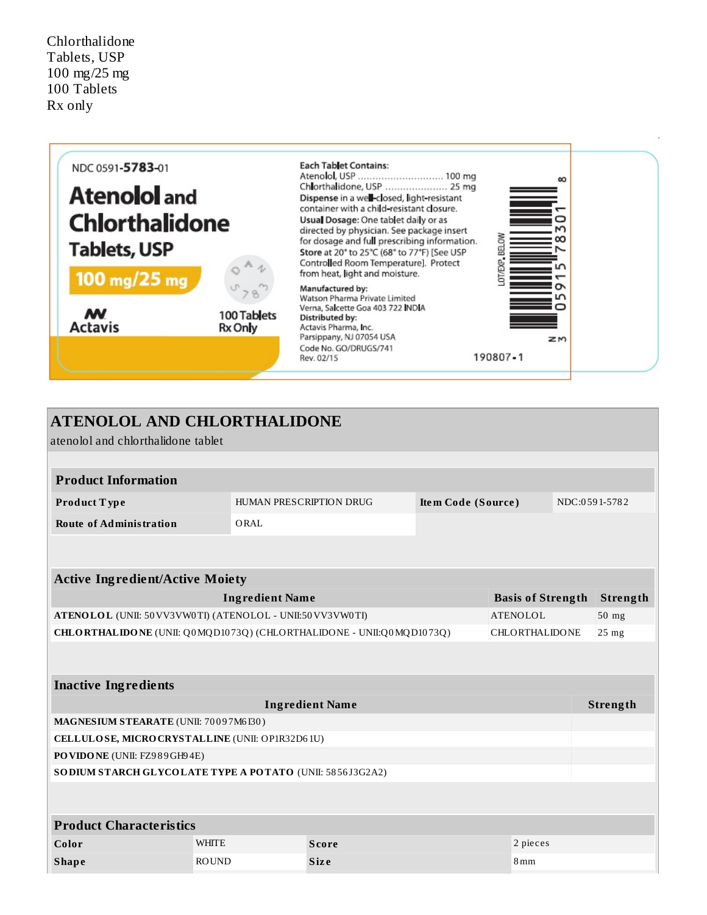Chlorthalidone
Tablets, USP
100 mg/25 mg
100 Tablets
Rx only

NDC 0591-**5783**-01

**Atenolol and Chlorthalidone Tablets, USP**

**100 mg/25 mg**

Actavis

100 Tablets
Rx Only

**Each Tablet Contains:**
Atenolol, USP .............................. 100 mg
Chlorthalidone, USP ..................... 25 mg

**Dispense** in a well-closed, light-resistant container with a child-resistant closure.

**Usual Dosage:** One tablet daily or as directed by physician. See package insert for dosage and full prescribing information.

**Store** at 20° to 25°C (68° to 77°F) [See USP Controlled Room Temperature]. Protect from heat, light and moisture.

**Manufactured by:**
Watson Pharma Private Limited
Verna, Salcette Goa 403 722 INDIA

**Distributed by:**
Actavis Pharma, Inc.
Parsippany, NJ 07054 USA

Code No. GO/DRUGS/741
Rev. 02/15

LOT/EXP. BELOW

3 0591578301 8

190807-1

## ATENOLOL AND CHLORTHALIDONE

atenolol and chlorthalidone tablet

| **Product Information** | | | |
|---|---|---|---|
| **Product Type** | HUMAN PRESCRIPTION DRUG | **Item Code (Source)** | NDC:0591-5782 |
| **Route of Administration** | ORAL | | |

| **Active Ingredient/Active Moiety** | | |
|---|---|---|
| **Ingredient Name** | **Basis of Strength** | **Strength** |
| **ATENOLOL** (UNII: 50VV3VW0TI) (ATENOLOL - UNII:50VV3VW0TI) | ATENOLOL | 50 mg |
| **CHLORTHALIDONE** (UNII: Q0MQD1073Q) (CHLORTHALIDONE - UNII:Q0MQD1073Q) | CHLORTHALIDONE | 25 mg |

| **Inactive Ingredients** | |
|---|---|
| **Ingredient Name** | **Strength** |
| **MAGNESIUM STEARATE** (UNII: 70097M6I30) | |
| **CELLULOSE, MICROCRYSTALLINE** (UNII: OP1R32D61U) | |
| **POVIDONE** (UNII: FZ989GH94E) | |
| **SODIUM STARCH GLYCOLATE TYPE A POTATO** (UNII: 5856J3G2A2) | |

| **Product Characteristics** | | | |
|---|---|---|---|
| **Color** | WHITE | **Score** | 2 pieces |
| **Shape** | ROUND | **Size** | 8mm |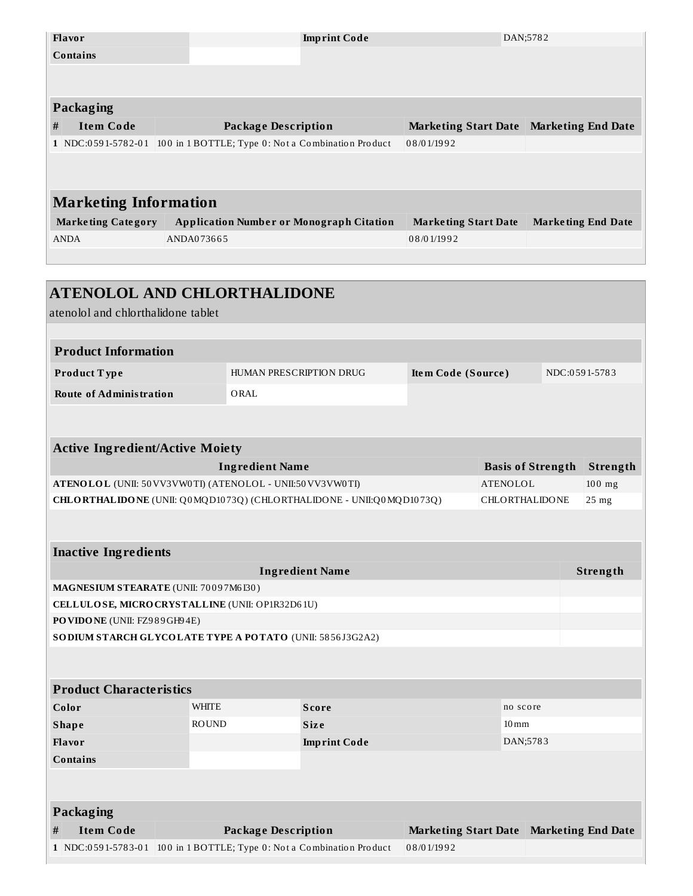| | | | |
|---|---|---|---|
| **Flavor** | | **Imprint Code** | DAN;5782 |
| **Contains** | | | |

### Packaging

| # | Item Code | Package Description | Marketing Start Date | Marketing End Date |
|---|---|---|---|---|
| 1 | NDC:0591-5782-01 | 100 in 1 BOTTLE; Type 0: Not a Combination Product | 08/01/1992 | |

### Marketing Information

| Marketing Category | Application Number or Monograph Citation | Marketing Start Date | Marketing End Date |
|---|---|---|---|
| ANDA | ANDA073665 | 08/01/1992 | |

## ATENOLOL AND CHLORTHALIDONE

atenolol and chlorthalidone tablet

### Product Information

| | | | |
|---|---|---|---|
| **Product Type** | HUMAN PRESCRIPTION DRUG | **Item Code (Source)** | NDC:0591-5783 |
| **Route of Administration** | ORAL | | |

### Active Ingredient/Active Moiety

| Ingredient Name | Basis of Strength | Strength |
|---|---|---|
| **ATENOLOL** (UNII: 50VV3VW0TI) (ATENOLOL - UNII:50VV3VW0TI) | ATENOLOL | 100 mg |
| **CHLORTHALIDONE** (UNII: Q0MQD1073Q) (CHLORTHALIDONE - UNII:Q0MQD1073Q) | CHLORTHALIDONE | 25 mg |

### Inactive Ingredients

| Ingredient Name | Strength |
|---|---|
| **MAGNESIUM STEARATE** (UNII: 70097M6I30) | |
| **CELLULOSE, MICROCRYSTALLINE** (UNII: OP1R32D61U) | |
| **POVIDONE** (UNII: FZ989GH94E) | |
| **SODIUM STARCH GLYCOLATE TYPE A POTATO** (UNII: 5856J3G2A2) | |

### Product Characteristics

| | | | |
|---|---|---|---|
| **Color** | WHITE | **Score** | no score |
| **Shape** | ROUND | **Size** | 10mm |
| **Flavor** | | **Imprint Code** | DAN;5783 |
| **Contains** | | | |

### Packaging

| # | Item Code | Package Description | Marketing Start Date | Marketing End Date |
|---|---|---|---|---|
| 1 | NDC:0591-5783-01 | 100 in 1 BOTTLE; Type 0: Not a Combination Product | 08/01/1992 | |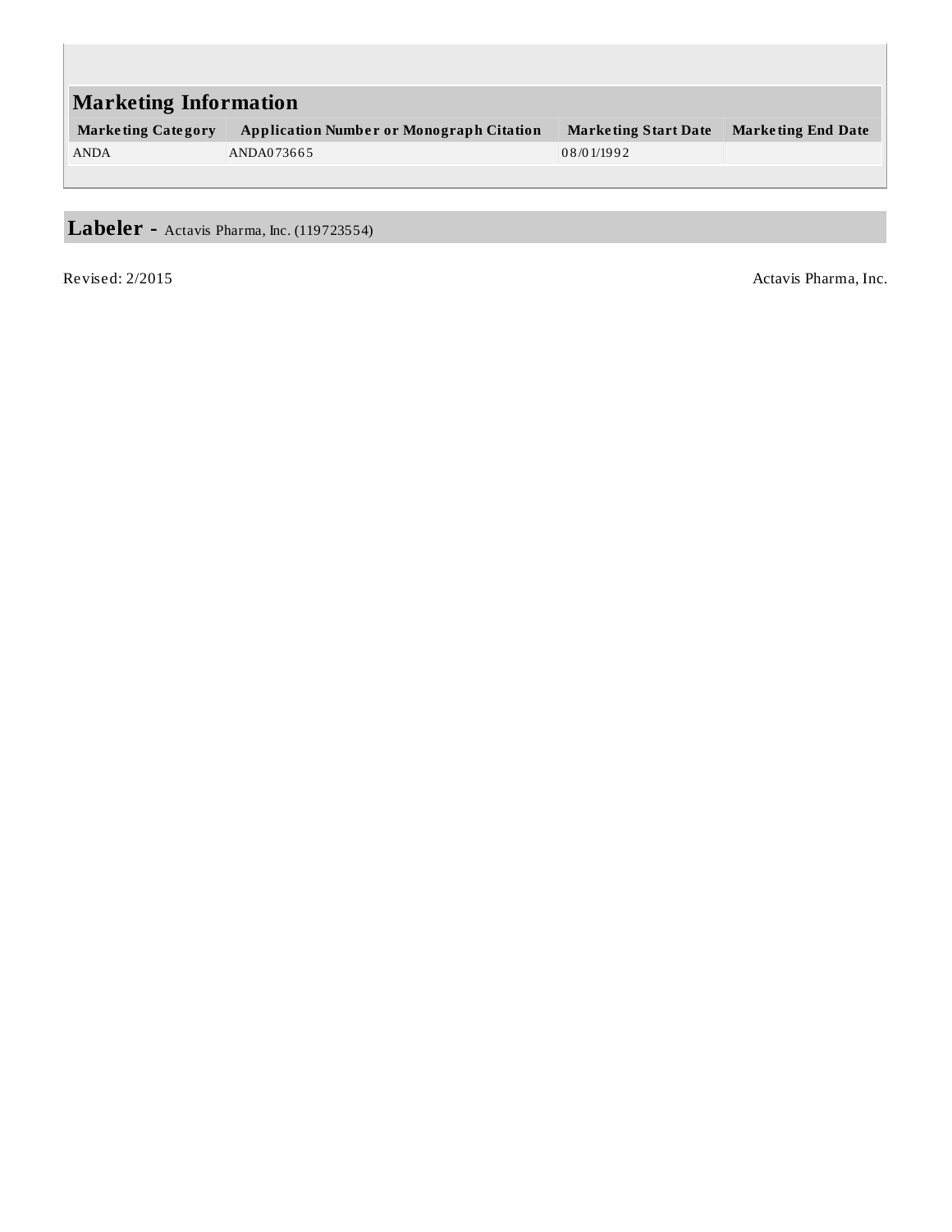## Marketing Information

| Marketing Category | Application Number or Monograph Citation | Marketing Start Date | Marketing End Date |
|---|---|---|---|
| ANDA | ANDA073665 | 08/01/1992 | |

## Labeler - Actavis Pharma, Inc. (119723554)

Revised: 2/2015

Actavis Pharma, Inc.